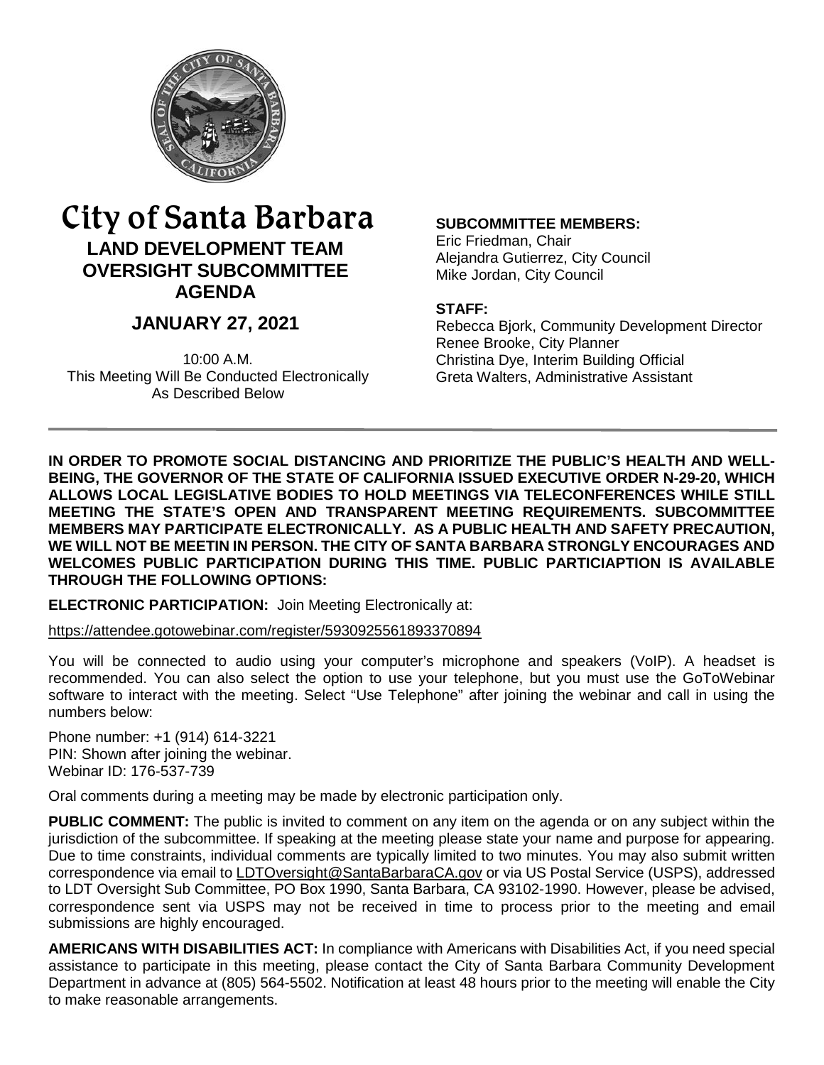# City of Santa Barbara

## LAND DEVELOPMENT TEAM OVERSIGHT SUBCOMMITTEE AGENDA

## JANUARY 27, 2021

10:00 A.M.
This Meeting Will Be Conducted Electronically
As Described Below

**SUBCOMMITTEE MEMBERS:**
Eric Friedman, Chair
Alejandra Gutierrez, City Council
Mike Jordan, City Council

**STAFF:**
Rebecca Bjork, Community Development Director
Renee Brooke, City Planner
Christina Dye, Interim Building Official
Greta Walters, Administrative Assistant

---

**IN ORDER TO PROMOTE SOCIAL DISTANCING AND PRIORITIZE THE PUBLIC'S HEALTH AND WELL-BEING, THE GOVERNOR OF THE STATE OF CALIFORNIA ISSUED EXECUTIVE ORDER N-29-20, WHICH ALLOWS LOCAL LEGISLATIVE BODIES TO HOLD MEETINGS VIA TELECONFERENCES WHILE STILL MEETING THE STATE'S OPEN AND TRANSPARENT MEETING REQUIREMENTS. SUBCOMMITTEE MEMBERS MAY PARTICIPATE ELECTRONICALLY. AS A PUBLIC HEALTH AND SAFETY PRECAUTION, WE WILL NOT BE MEETIN IN PERSON. THE CITY OF SANTA BARBARA STRONGLY ENCOURAGES AND WELCOMES PUBLIC PARTICIPATION DURING THIS TIME. PUBLIC PARTICIAPTION IS AVAILABLE THROUGH THE FOLLOWING OPTIONS:**

**ELECTRONIC PARTICIPATION:** Join Meeting Electronically at:

https://attendee.gotowebinar.com/register/5930925561893370894

You will be connected to audio using your computer's microphone and speakers (VoIP). A headset is recommended. You can also select the option to use your telephone, but you must use the GoToWebinar software to interact with the meeting. Select "Use Telephone" after joining the webinar and call in using the numbers below:

Phone number: +1 (914) 614-3221
PIN: Shown after joining the webinar.
Webinar ID: 176-537-739

Oral comments during a meeting may be made by electronic participation only.

**PUBLIC COMMENT:** The public is invited to comment on any item on the agenda or on any subject within the jurisdiction of the subcommittee. If speaking at the meeting please state your name and purpose for appearing. Due to time constraints, individual comments are typically limited to two minutes. You may also submit written correspondence via email to LDTOversight@SantaBarbaraCA.gov or via US Postal Service (USPS), addressed to LDT Oversight Sub Committee, PO Box 1990, Santa Barbara, CA 93102-1990. However, please be advised, correspondence sent via USPS may not be received in time to process prior to the meeting and email submissions are highly encouraged.

**AMERICANS WITH DISABILITIES ACT:** In compliance with Americans with Disabilities Act, if you need special assistance to participate in this meeting, please contact the City of Santa Barbara Community Development Department in advance at (805) 564-5502. Notification at least 48 hours prior to the meeting will enable the City to make reasonable arrangements.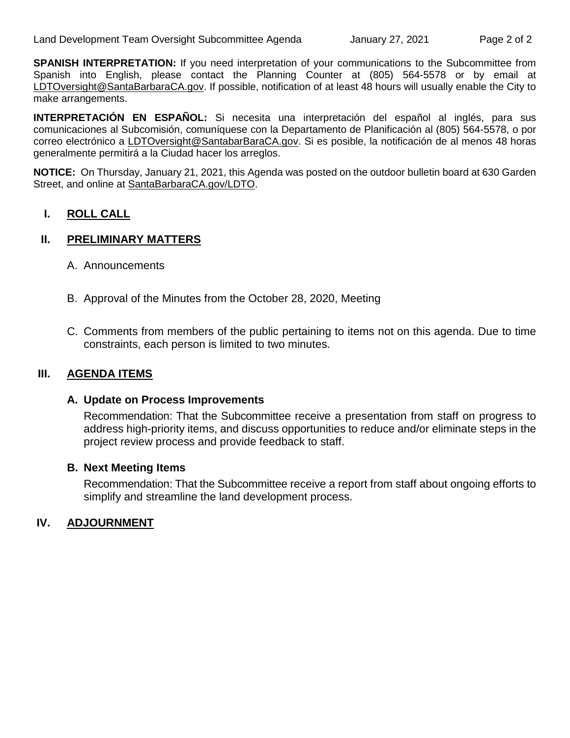**SPANISH INTERPRETATION:** If you need interpretation of your communications to the Subcommittee from Spanish into English, please contact the Planning Counter at (805) 564-5578 or by email at LDTOversight@SantaBarbaraCA.gov. If possible, notification of at least 48 hours will usually enable the City to make arrangements.

**INTERPRETACIÓN EN ESPAÑOL:** Si necesita una interpretación del español al inglés, para sus comunicaciones al Subcomisión, comuníquese con la Departamento de Planificación al (805) 564-5578, o por correo electrónico a LDTOversight@SantabarBaraCA.gov. Si es posible, la notificación de al menos 48 horas generalmente permitirá a la Ciudad hacer los arreglos.

**NOTICE:** On Thursday, January 21, 2021, this Agenda was posted on the outdoor bulletin board at 630 Garden Street, and online at SantaBarbaraCA.gov/LDTO.

## I. ROLL CALL

## II. PRELIMINARY MATTERS

A. Announcements

B. Approval of the Minutes from the October 28, 2020, Meeting

C. Comments from members of the public pertaining to items not on this agenda. Due to time constraints, each person is limited to two minutes.

## III. AGENDA ITEMS

### A. Update on Process Improvements

Recommendation: That the Subcommittee receive a presentation from staff on progress to address high-priority items, and discuss opportunities to reduce and/or eliminate steps in the project review process and provide feedback to staff.

### B. Next Meeting Items

Recommendation: That the Subcommittee receive a report from staff about ongoing efforts to simplify and streamline the land development process.

## IV. ADJOURNMENT